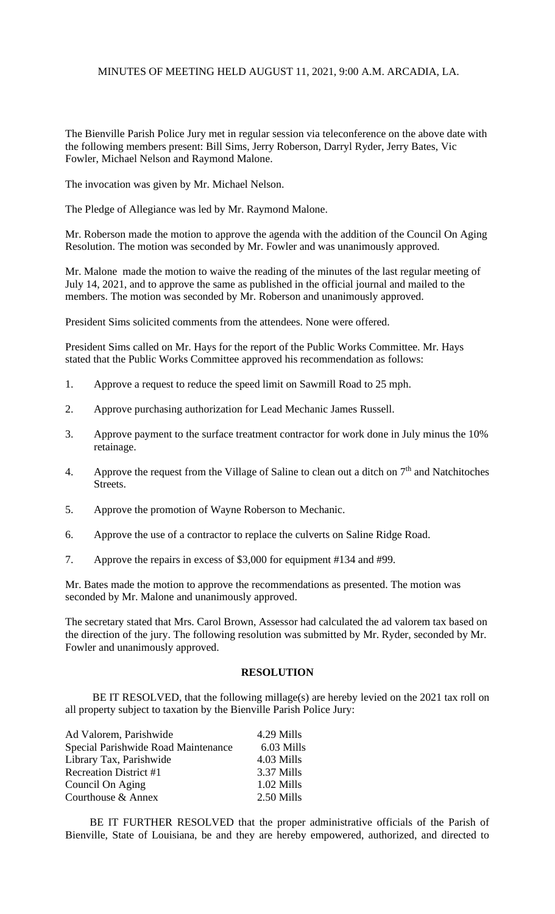MINUTES OF MEETING HELD AUGUST 11, 2021, 9:00 A.M. ARCADIA, LA.

The Bienville Parish Police Jury met in regular session via teleconference on the above date with the following members present: Bill Sims, Jerry Roberson, Darryl Ryder, Jerry Bates, Vic Fowler, Michael Nelson and Raymond Malone.

The invocation was given by Mr. Michael Nelson.

The Pledge of Allegiance was led by Mr. Raymond Malone.

Mr. Roberson made the motion to approve the agenda with the addition of the Council On Aging Resolution. The motion was seconded by Mr. Fowler and was unanimously approved.

Mr. Malone made the motion to waive the reading of the minutes of the last regular meeting of July 14, 2021, and to approve the same as published in the official journal and mailed to the members. The motion was seconded by Mr. Roberson and unanimously approved.

President Sims solicited comments from the attendees. None were offered.

President Sims called on Mr. Hays for the report of the Public Works Committee. Mr. Hays stated that the Public Works Committee approved his recommendation as follows:

1. Approve a request to reduce the speed limit on Sawmill Road to 25 mph.
2. Approve purchasing authorization for Lead Mechanic James Russell.
3. Approve payment to the surface treatment contractor for work done in July minus the 10% retainage.
4. Approve the request from the Village of Saline to clean out a ditch on 7th and Natchitoches Streets.
5. Approve the promotion of Wayne Roberson to Mechanic.
6. Approve the use of a contractor to replace the culverts on Saline Ridge Road.
7. Approve the repairs in excess of $3,000 for equipment #134 and #99.

Mr. Bates made the motion to approve the recommendations as presented. The motion was seconded by Mr. Malone and unanimously approved.

The secretary stated that Mrs. Carol Brown, Assessor had calculated the ad valorem tax based on the direction of the jury. The following resolution was submitted by Mr. Ryder, seconded by Mr. Fowler and unanimously approved.

**RESOLUTION**

BE IT RESOLVED, that the following millage(s) are hereby levied on the 2021 tax roll on all property subject to taxation by the Bienville Parish Police Jury:

| | |
|---|---|
| Ad Valorem, Parishwide | 4.29 Mills |
| Special Parishwide Road Maintenance | 6.03 Mills |
| Library Tax, Parishwide | 4.03 Mills |
| Recreation District #1 | 3.37 Mills |
| Council On Aging | 1.02 Mills |
| Courthouse & Annex | 2.50 Mills |

BE IT FURTHER RESOLVED that the proper administrative officials of the Parish of Bienville, State of Louisiana, be and they are hereby empowered, authorized, and directed to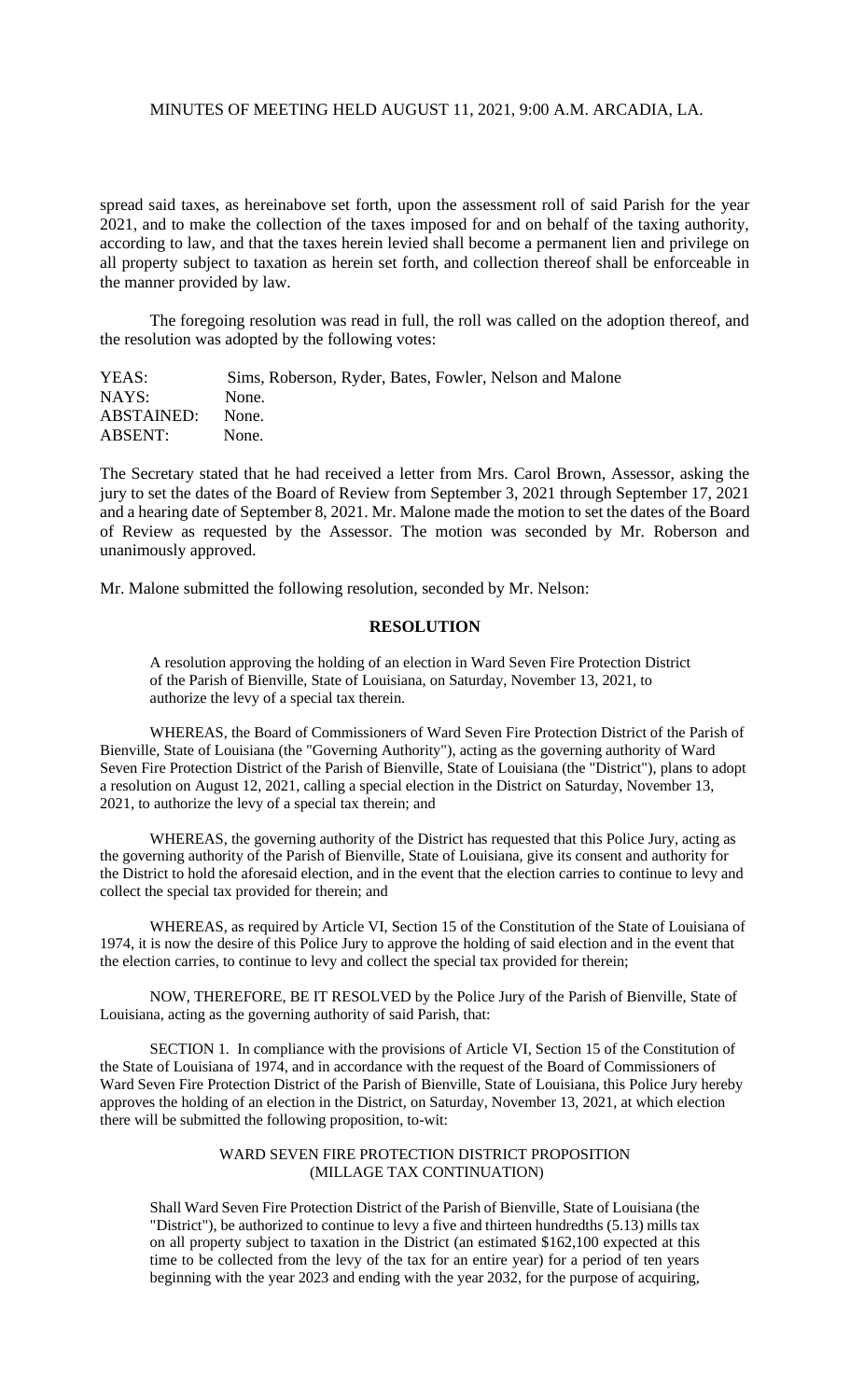spread said taxes, as hereinabove set forth, upon the assessment roll of said Parish for the year 2021, and to make the collection of the taxes imposed for and on behalf of the taxing authority, according to law, and that the taxes herein levied shall become a permanent lien and privilege on all property subject to taxation as herein set forth, and collection thereof shall be enforceable in the manner provided by law.

The foregoing resolution was read in full, the roll was called on the adoption thereof, and the resolution was adopted by the following votes:

YEAS: Sims, Roberson, Ryder, Bates, Fowler, Nelson and Malone
NAYS: None.
ABSTAINED: None.
ABSENT: None.

The Secretary stated that he had received a letter from Mrs. Carol Brown, Assessor, asking the jury to set the dates of the Board of Review from September 3, 2021 through September 17, 2021 and a hearing date of September 8, 2021. Mr. Malone made the motion to set the dates of the Board of Review as requested by the Assessor. The motion was seconded by Mr. Roberson and unanimously approved.

Mr. Malone submitted the following resolution, seconded by Mr. Nelson:

## RESOLUTION

A resolution approving the holding of an election in Ward Seven Fire Protection District of the Parish of Bienville, State of Louisiana, on Saturday, November 13, 2021, to authorize the levy of a special tax therein.

WHEREAS, the Board of Commissioners of Ward Seven Fire Protection District of the Parish of Bienville, State of Louisiana (the "Governing Authority"), acting as the governing authority of Ward Seven Fire Protection District of the Parish of Bienville, State of Louisiana (the "District"), plans to adopt a resolution on August 12, 2021, calling a special election in the District on Saturday, November 13, 2021, to authorize the levy of a special tax therein; and

WHEREAS, the governing authority of the District has requested that this Police Jury, acting as the governing authority of the Parish of Bienville, State of Louisiana, give its consent and authority for the District to hold the aforesaid election, and in the event that the election carries to continue to levy and collect the special tax provided for therein; and

WHEREAS, as required by Article VI, Section 15 of the Constitution of the State of Louisiana of 1974, it is now the desire of this Police Jury to approve the holding of said election and in the event that the election carries, to continue to levy and collect the special tax provided for therein;

NOW, THEREFORE, BE IT RESOLVED by the Police Jury of the Parish of Bienville, State of Louisiana, acting as the governing authority of said Parish, that:

SECTION 1. In compliance with the provisions of Article VI, Section 15 of the Constitution of the State of Louisiana of 1974, and in accordance with the request of the Board of Commissioners of Ward Seven Fire Protection District of the Parish of Bienville, State of Louisiana, this Police Jury hereby approves the holding of an election in the District, on Saturday, November 13, 2021, at which election there will be submitted the following proposition, to-wit:

WARD SEVEN FIRE PROTECTION DISTRICT PROPOSITION
(MILLAGE TAX CONTINUATION)

Shall Ward Seven Fire Protection District of the Parish of Bienville, State of Louisiana (the "District"), be authorized to continue to levy a five and thirteen hundredths (5.13) mills tax on all property subject to taxation in the District (an estimated $162,100 expected at this time to be collected from the levy of the tax for an entire year) for a period of ten years beginning with the year 2023 and ending with the year 2032, for the purpose of acquiring,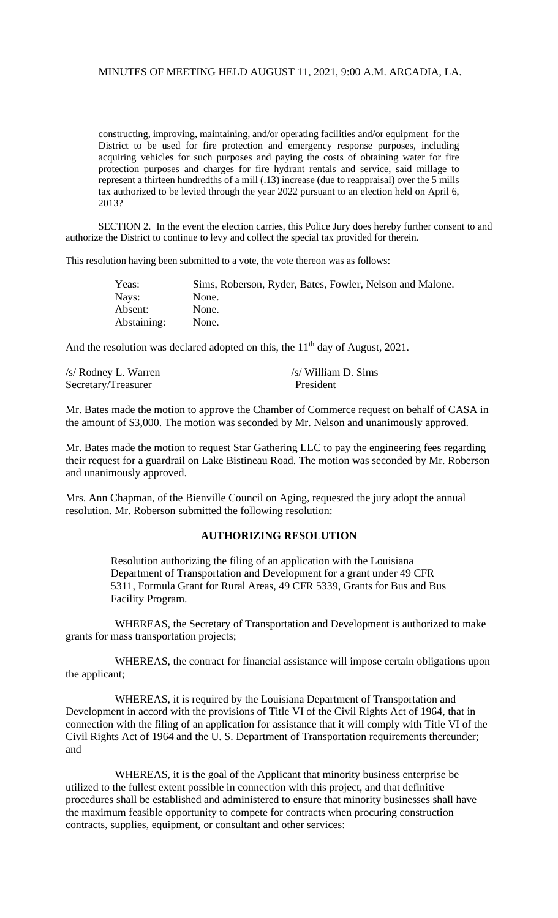constructing, improving, maintaining, and/or operating facilities and/or equipment for the District to be used for fire protection and emergency response purposes, including acquiring vehicles for such purposes and paying the costs of obtaining water for fire protection purposes and charges for fire hydrant rentals and service, said millage to represent a thirteen hundredths of a mill (.13) increase (due to reappraisal) over the 5 mills tax authorized to be levied through the year 2022 pursuant to an election held on April 6, 2013?

SECTION 2. In the event the election carries, this Police Jury does hereby further consent to and authorize the District to continue to levy and collect the special tax provided for therein.

This resolution having been submitted to a vote, the vote thereon was as follows:

| | |
|---|---|
| Yeas: | Sims, Roberson, Ryder, Bates, Fowler, Nelson and Malone. |
| Nays: | None. |
| Absent: | None. |
| Abstaining: | None. |

And the resolution was declared adopted on this, the 11th day of August, 2021.

| | |
|---|---|
| /s/ Rodney L. Warren | /s/ William D. Sims |
| Secretary/Treasurer | President |

Mr. Bates made the motion to approve the Chamber of Commerce request on behalf of CASA in the amount of $3,000. The motion was seconded by Mr. Nelson and unanimously approved.

Mr. Bates made the motion to request Star Gathering LLC to pay the engineering fees regarding their request for a guardrail on Lake Bistineau Road. The motion was seconded by Mr. Roberson and unanimously approved.

Mrs. Ann Chapman, of the Bienville Council on Aging, requested the jury adopt the annual resolution. Mr. Roberson submitted the following resolution:

**AUTHORIZING RESOLUTION**

Resolution authorizing the filing of an application with the Louisiana Department of Transportation and Development for a grant under 49 CFR 5311, Formula Grant for Rural Areas, 49 CFR 5339, Grants for Bus and Bus Facility Program.

WHEREAS, the Secretary of Transportation and Development is authorized to make grants for mass transportation projects;

WHEREAS, the contract for financial assistance will impose certain obligations upon the applicant;

WHEREAS, it is required by the Louisiana Department of Transportation and Development in accord with the provisions of Title VI of the Civil Rights Act of 1964, that in connection with the filing of an application for assistance that it will comply with Title VI of the Civil Rights Act of 1964 and the U. S. Department of Transportation requirements thereunder; and

WHEREAS, it is the goal of the Applicant that minority business enterprise be utilized to the fullest extent possible in connection with this project, and that definitive procedures shall be established and administered to ensure that minority businesses shall have the maximum feasible opportunity to compete for contracts when procuring construction contracts, supplies, equipment, or consultant and other services: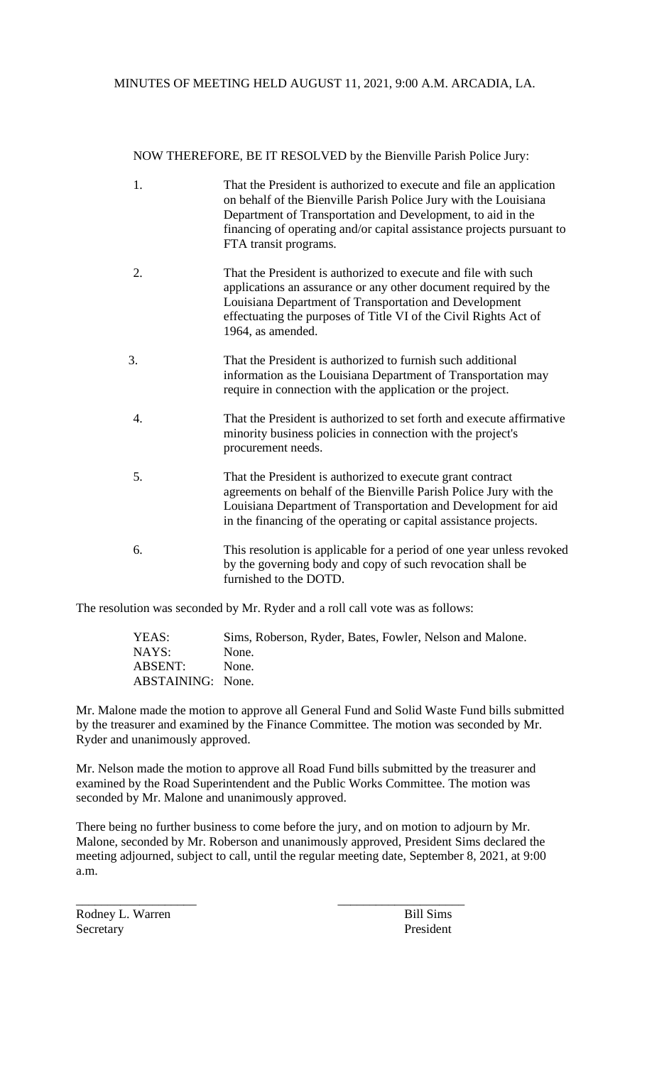MINUTES OF MEETING HELD AUGUST 11, 2021, 9:00 A.M. ARCADIA, LA.

NOW THEREFORE, BE IT RESOLVED by the Bienville Parish Police Jury:

1. That the President is authorized to execute and file an application on behalf of the Bienville Parish Police Jury with the Louisiana Department of Transportation and Development, to aid in the financing of operating and/or capital assistance projects pursuant to FTA transit programs.

2. That the President is authorized to execute and file with such applications an assurance or any other document required by the Louisiana Department of Transportation and Development effectuating the purposes of Title VI of the Civil Rights Act of 1964, as amended.

3. That the President is authorized to furnish such additional information as the Louisiana Department of Transportation may require in connection with the application or the project.

4. That the President is authorized to set forth and execute affirmative minority business policies in connection with the project's procurement needs.

5. That the President is authorized to execute grant contract agreements on behalf of the Bienville Parish Police Jury with the Louisiana Department of Transportation and Development for aid in the financing of the operating or capital assistance projects.

6. This resolution is applicable for a period of one year unless revoked by the governing body and copy of such revocation shall be furnished to the DOTD.

The resolution was seconded by Mr. Ryder and a roll call vote was as follows:

| | |
|---|---|
| YEAS: | Sims, Roberson, Ryder, Bates, Fowler, Nelson and Malone. |
| NAYS: | None. |
| ABSENT: | None. |
| ABSTAINING: | None. |

Mr. Malone made the motion to approve all General Fund and Solid Waste Fund bills submitted by the treasurer and examined by the Finance Committee. The motion was seconded by Mr. Ryder and unanimously approved.

Mr. Nelson made the motion to approve all Road Fund bills submitted by the treasurer and examined by the Road Superintendent and the Public Works Committee. The motion was seconded by Mr. Malone and unanimously approved.

There being no further business to come before the jury, and on motion to adjourn by Mr. Malone, seconded by Mr. Roberson and unanimously approved, President Sims declared the meeting adjourned, subject to call, until the regular meeting date, September 8, 2021, at 9:00 a.m.

\_\_\_\_\_\_\_\_\_\_\_\_\_\_\_\_\_\_\_
Rodney L. Warren
Secretary

\_\_\_\_\_\_\_\_\_\_\_\_\_\_\_\_\_\_\_
Bill Sims
President